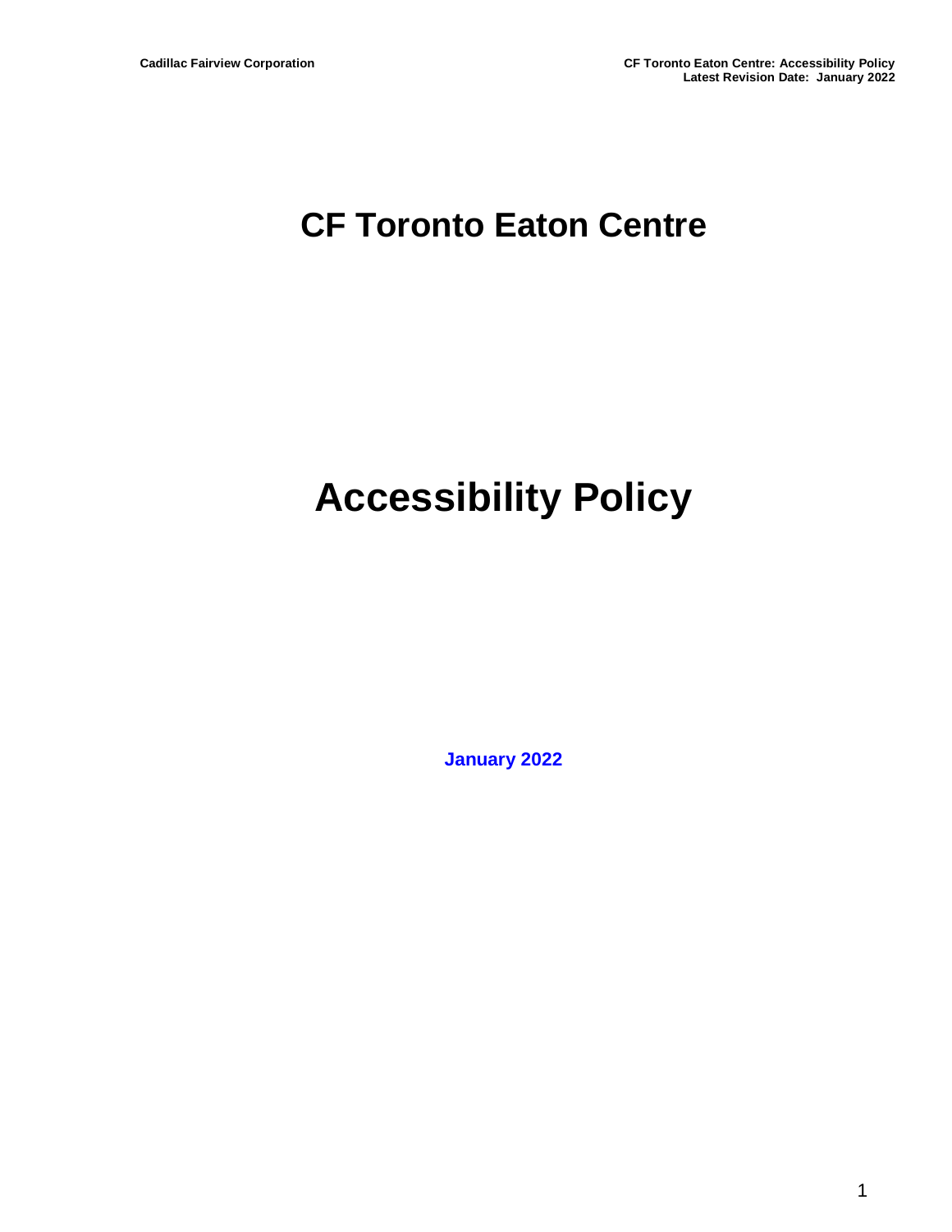# CF Toronto Eaton Centre

# Accessibility Policy

**January 2022**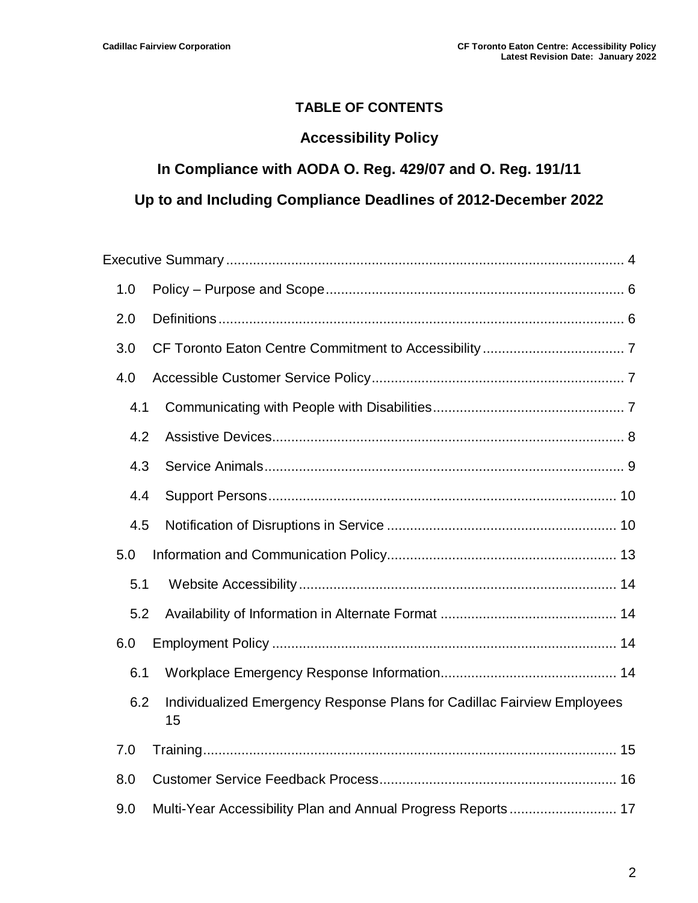# TABLE OF CONTENTS

## Accessibility Policy

## In Compliance with AODA O. Reg. 429/07 and O. Reg. 191/11

## Up to and Including Compliance Deadlines of 2012-December 2022

Executive Summary ........ 4

- 1.0 Policy – Purpose and Scope ........ 6
- 2.0 Definitions ........ 6
- 3.0 CF Toronto Eaton Centre Commitment to Accessibility ........ 7
- 4.0 Accessible Customer Service Policy ........ 7
  - 4.1 Communicating with People with Disabilities ........ 7
  - 4.2 Assistive Devices ........ 8
  - 4.3 Service Animals ........ 9
  - 4.4 Support Persons ........ 10
  - 4.5 Notification of Disruptions in Service ........ 10
- 5.0 Information and Communication Policy ........ 13
  - 5.1 Website Accessibility ........ 14
  - 5.2 Availability of Information in Alternate Format ........ 14
- 6.0 Employment Policy ........ 14
  - 6.1 Workplace Emergency Response Information ........ 14
  - 6.2 Individualized Emergency Response Plans for Cadillac Fairview Employees 15
- 7.0 Training ........ 15
- 8.0 Customer Service Feedback Process ........ 16
- 9.0 Multi-Year Accessibility Plan and Annual Progress Reports ........ 17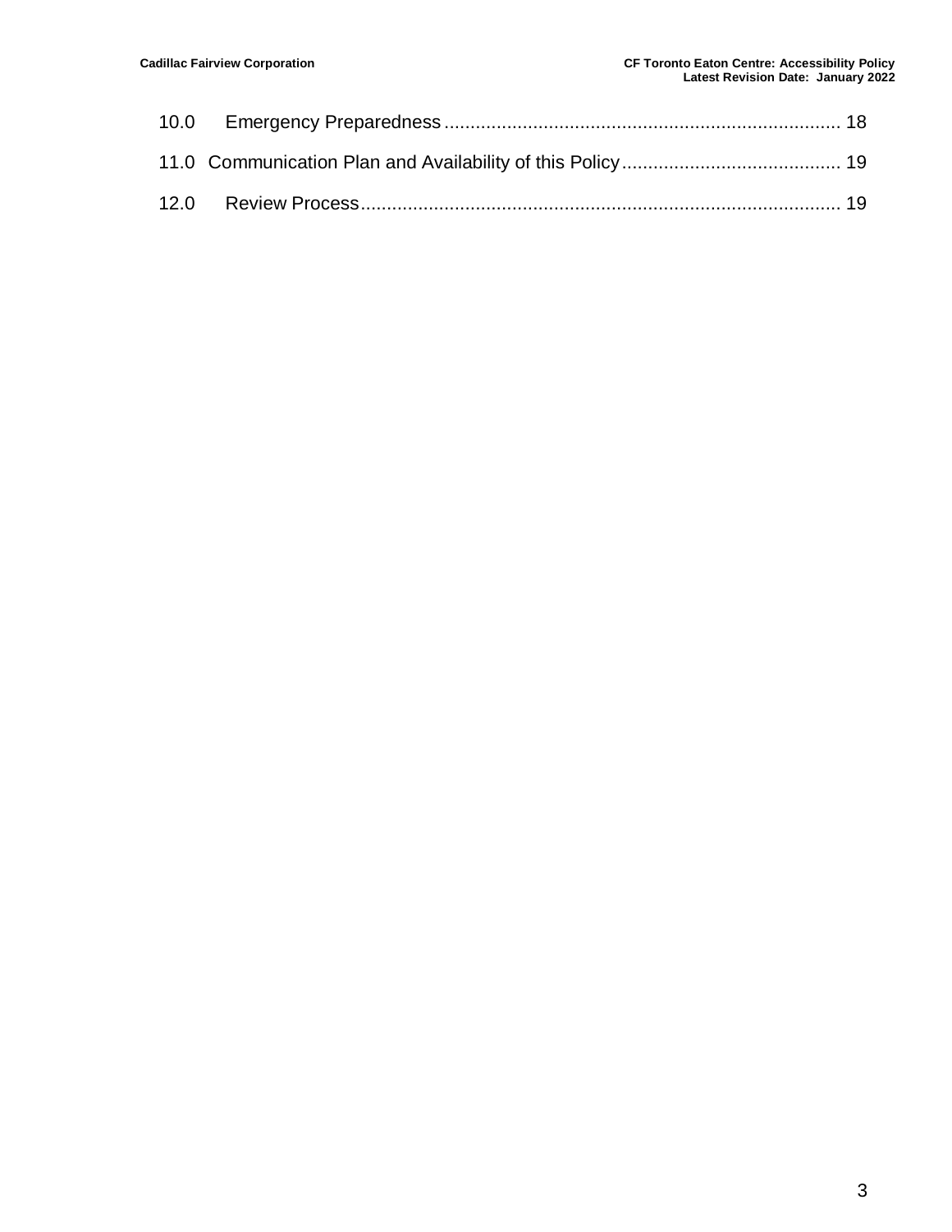10.0 Emergency Preparedness ........................................................................... 18

11.0 Communication Plan and Availability of this Policy ......................................... 19

12.0 Review Process ........................................................................................... 19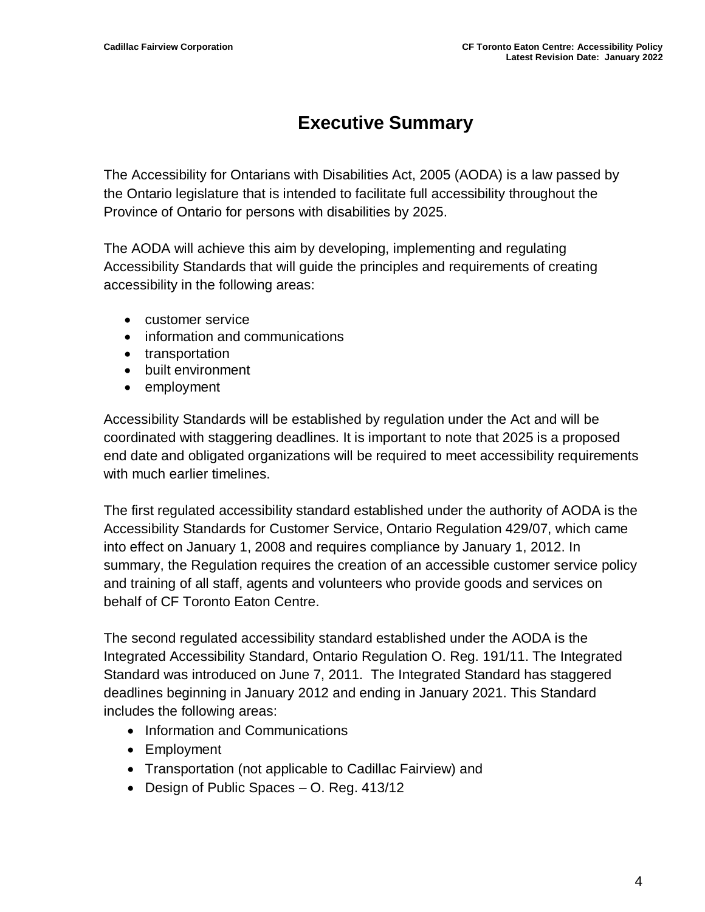# Executive Summary

The Accessibility for Ontarians with Disabilities Act, 2005 (AODA) is a law passed by the Ontario legislature that is intended to facilitate full accessibility throughout the Province of Ontario for persons with disabilities by 2025.

The AODA will achieve this aim by developing, implementing and regulating Accessibility Standards that will guide the principles and requirements of creating accessibility in the following areas:

- customer service
- information and communications
- transportation
- built environment
- employment

Accessibility Standards will be established by regulation under the Act and will be coordinated with staggering deadlines. It is important to note that 2025 is a proposed end date and obligated organizations will be required to meet accessibility requirements with much earlier timelines.

The first regulated accessibility standard established under the authority of AODA is the Accessibility Standards for Customer Service, Ontario Regulation 429/07, which came into effect on January 1, 2008 and requires compliance by January 1, 2012. In summary, the Regulation requires the creation of an accessible customer service policy and training of all staff, agents and volunteers who provide goods and services on behalf of CF Toronto Eaton Centre.

The second regulated accessibility standard established under the AODA is the Integrated Accessibility Standard, Ontario Regulation O. Reg. 191/11. The Integrated Standard was introduced on June 7, 2011. The Integrated Standard has staggered deadlines beginning in January 2012 and ending in January 2021. This Standard includes the following areas:

- Information and Communications
- Employment
- Transportation (not applicable to Cadillac Fairview) and
- Design of Public Spaces – O. Reg. 413/12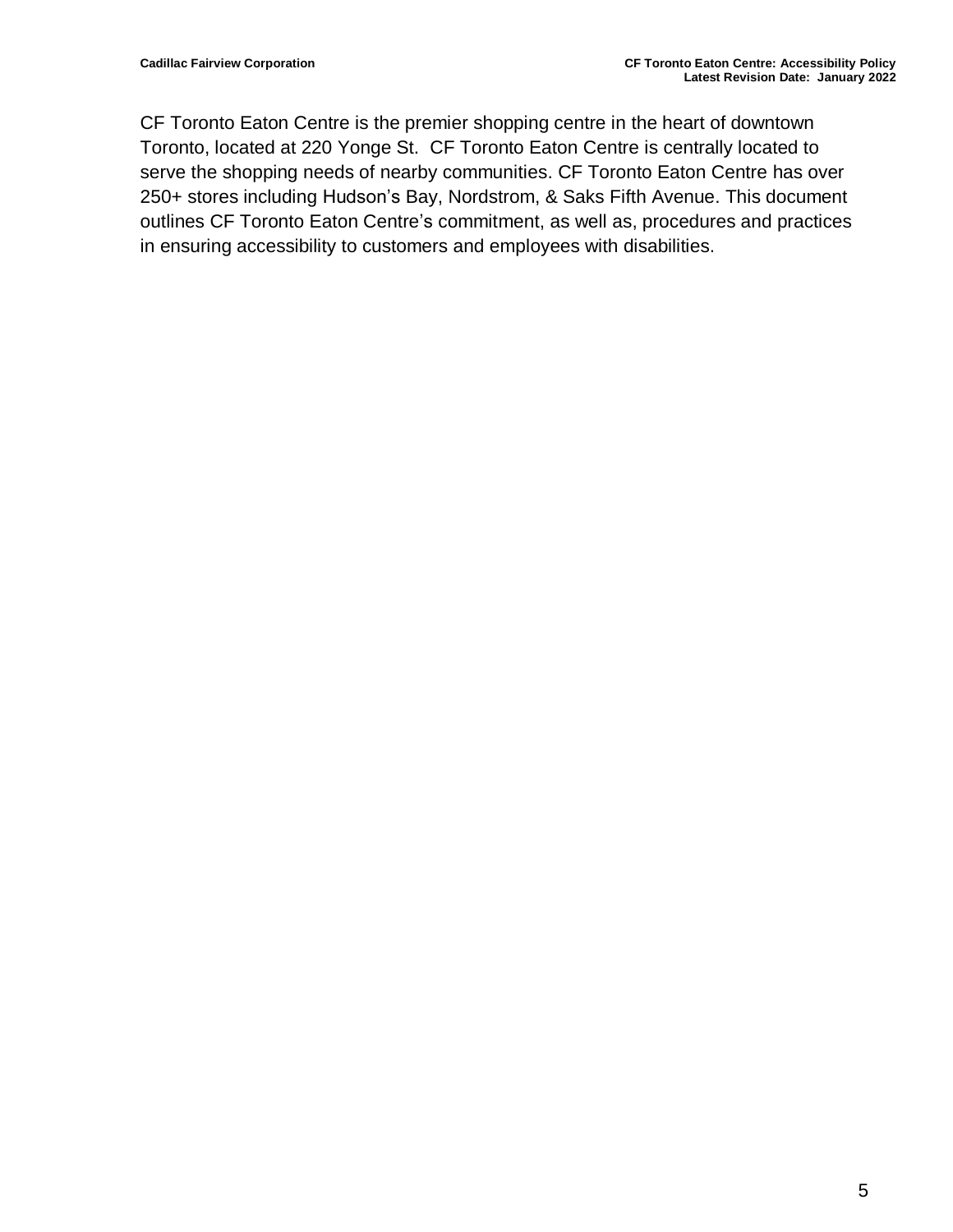CF Toronto Eaton Centre is the premier shopping centre in the heart of downtown Toronto, located at 220 Yonge St. CF Toronto Eaton Centre is centrally located to serve the shopping needs of nearby communities. CF Toronto Eaton Centre has over 250+ stores including Hudson's Bay, Nordstrom, & Saks Fifth Avenue. This document outlines CF Toronto Eaton Centre's commitment, as well as, procedures and practices in ensuring accessibility to customers and employees with disabilities.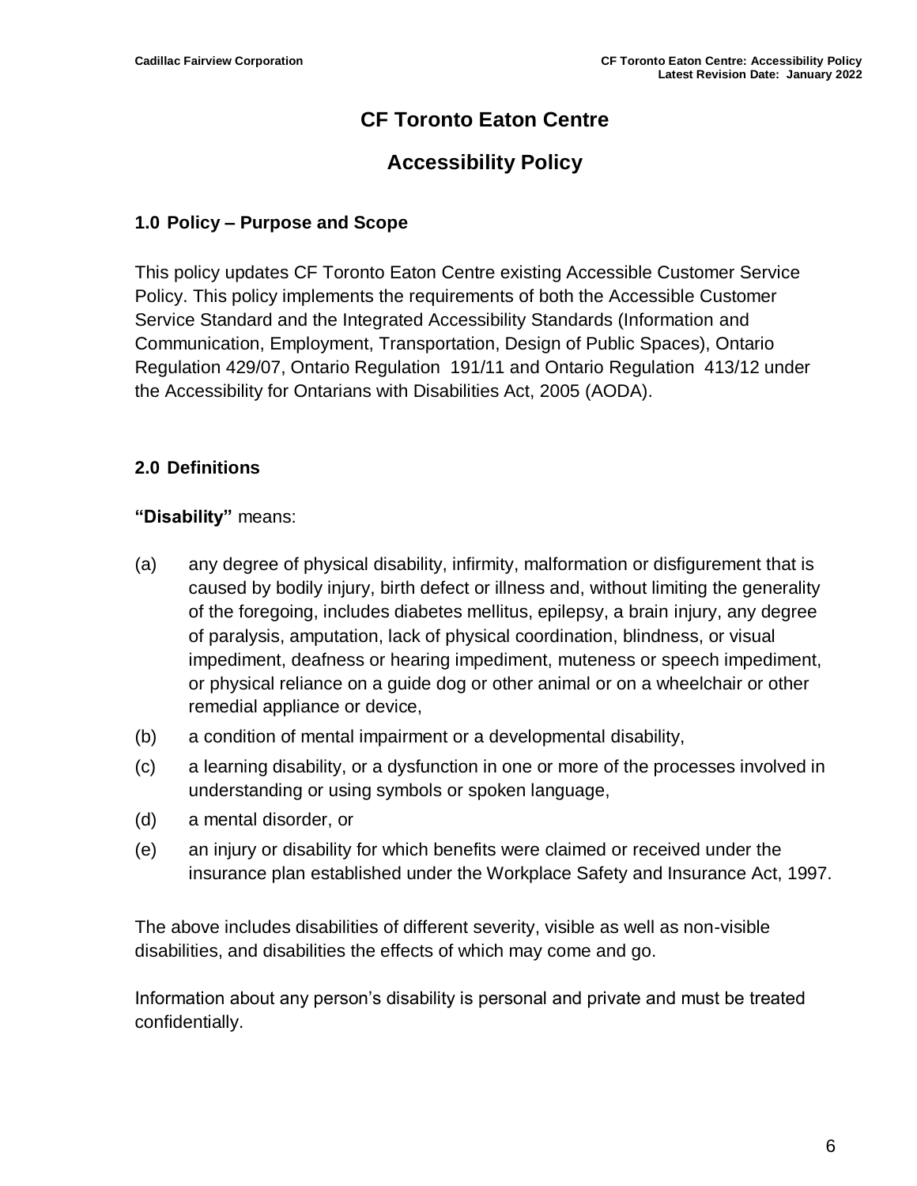# CF Toronto Eaton Centre

## Accessibility Policy

### 1.0 Policy – Purpose and Scope

This policy updates CF Toronto Eaton Centre existing Accessible Customer Service Policy. This policy implements the requirements of both the Accessible Customer Service Standard and the Integrated Accessibility Standards (Information and Communication, Employment, Transportation, Design of Public Spaces), Ontario Regulation 429/07, Ontario Regulation 191/11 and Ontario Regulation 413/12 under the Accessibility for Ontarians with Disabilities Act, 2005 (AODA).

### 2.0 Definitions

**"Disability"** means:

(a) any degree of physical disability, infirmity, malformation or disfigurement that is caused by bodily injury, birth defect or illness and, without limiting the generality of the foregoing, includes diabetes mellitus, epilepsy, a brain injury, any degree of paralysis, amputation, lack of physical coordination, blindness, or visual impediment, deafness or hearing impediment, muteness or speech impediment, or physical reliance on a guide dog or other animal or on a wheelchair or other remedial appliance or device,

(b) a condition of mental impairment or a developmental disability,

(c) a learning disability, or a dysfunction in one or more of the processes involved in understanding or using symbols or spoken language,

(d) a mental disorder, or

(e) an injury or disability for which benefits were claimed or received under the insurance plan established under the Workplace Safety and Insurance Act, 1997.

The above includes disabilities of different severity, visible as well as non-visible disabilities, and disabilities the effects of which may come and go.

Information about any person's disability is personal and private and must be treated confidentially.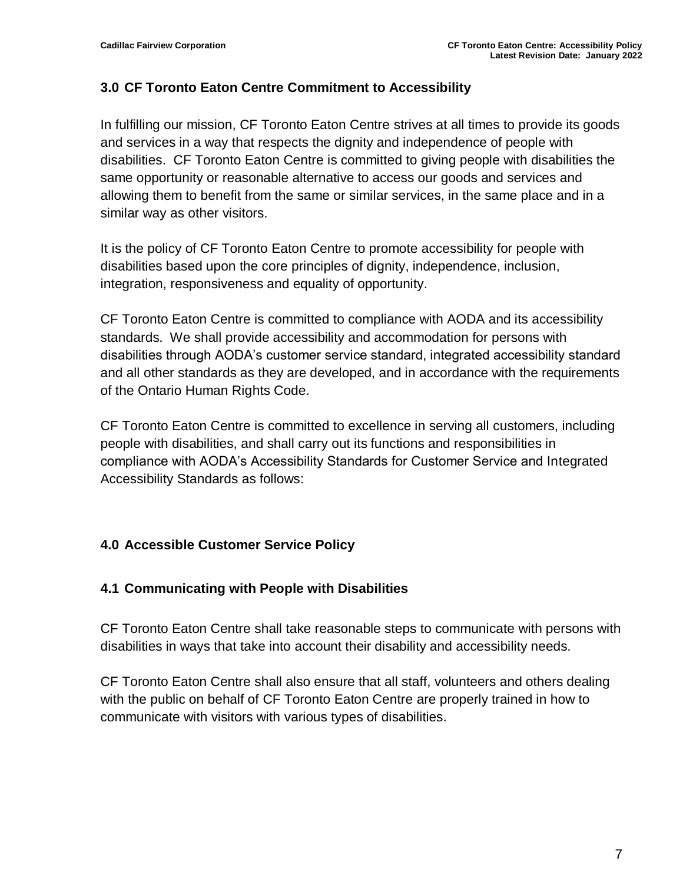## 3.0 CF Toronto Eaton Centre Commitment to Accessibility

In fulfilling our mission, CF Toronto Eaton Centre strives at all times to provide its goods and services in a way that respects the dignity and independence of people with disabilities. CF Toronto Eaton Centre is committed to giving people with disabilities the same opportunity or reasonable alternative to access our goods and services and allowing them to benefit from the same or similar services, in the same place and in a similar way as other visitors.

It is the policy of CF Toronto Eaton Centre to promote accessibility for people with disabilities based upon the core principles of dignity, independence, inclusion, integration, responsiveness and equality of opportunity.

CF Toronto Eaton Centre is committed to compliance with AODA and its accessibility standards. We shall provide accessibility and accommodation for persons with disabilities through AODA's customer service standard, integrated accessibility standard and all other standards as they are developed, and in accordance with the requirements of the Ontario Human Rights Code.

CF Toronto Eaton Centre is committed to excellence in serving all customers, including people with disabilities, and shall carry out its functions and responsibilities in compliance with AODA's Accessibility Standards for Customer Service and Integrated Accessibility Standards as follows:

## 4.0 Accessible Customer Service Policy

### 4.1 Communicating with People with Disabilities

CF Toronto Eaton Centre shall take reasonable steps to communicate with persons with disabilities in ways that take into account their disability and accessibility needs.

CF Toronto Eaton Centre shall also ensure that all staff, volunteers and others dealing with the public on behalf of CF Toronto Eaton Centre are properly trained in how to communicate with visitors with various types of disabilities.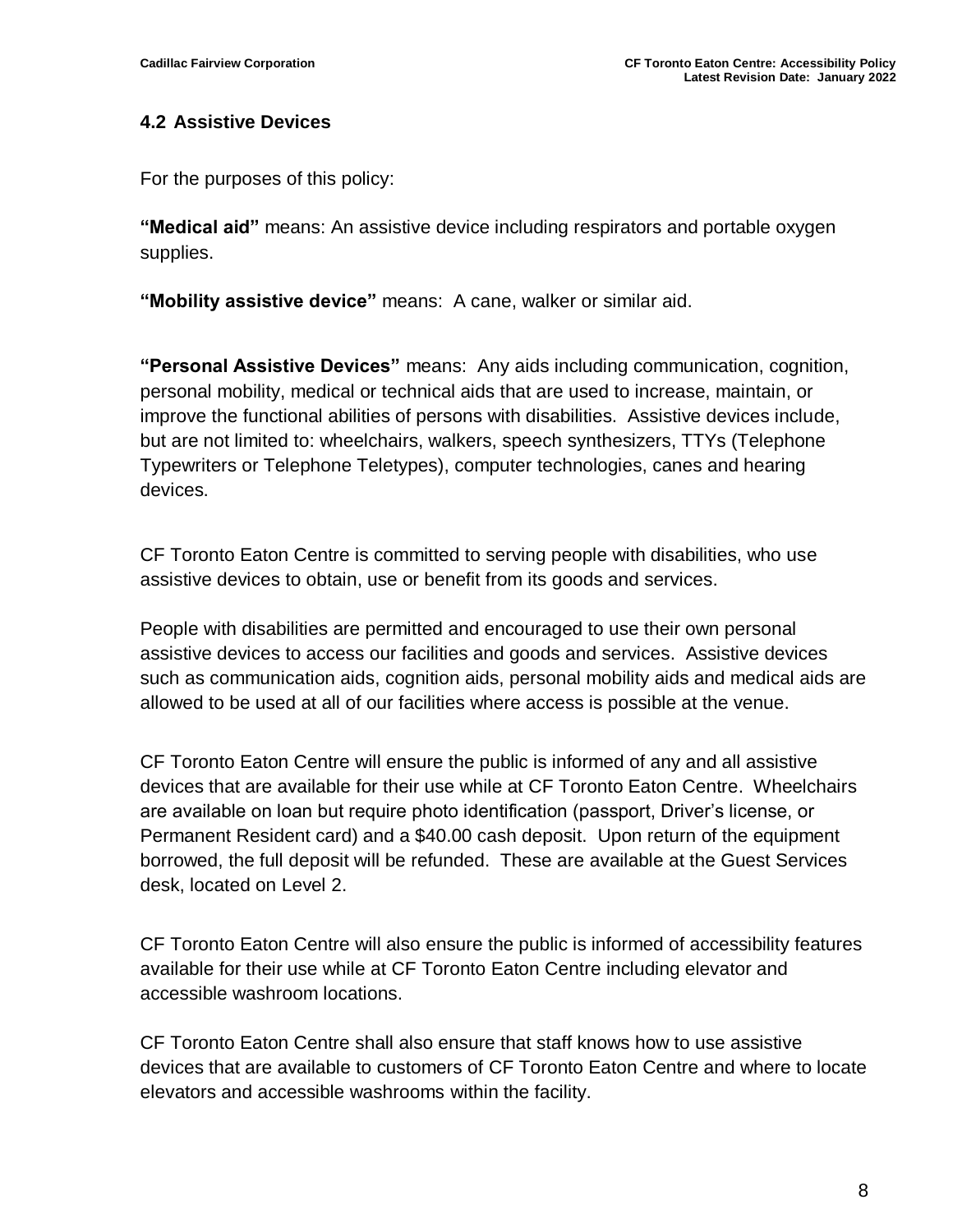### 4.2 Assistive Devices

For the purposes of this policy:

**"Medical aid"** means: An assistive device including respirators and portable oxygen supplies.

**"Mobility assistive device"** means: A cane, walker or similar aid.

**"Personal Assistive Devices"** means: Any aids including communication, cognition, personal mobility, medical or technical aids that are used to increase, maintain, or improve the functional abilities of persons with disabilities. Assistive devices include, but are not limited to: wheelchairs, walkers, speech synthesizers, TTYs (Telephone Typewriters or Telephone Teletypes), computer technologies, canes and hearing devices.

CF Toronto Eaton Centre is committed to serving people with disabilities, who use assistive devices to obtain, use or benefit from its goods and services.

People with disabilities are permitted and encouraged to use their own personal assistive devices to access our facilities and goods and services. Assistive devices such as communication aids, cognition aids, personal mobility aids and medical aids are allowed to be used at all of our facilities where access is possible at the venue.

CF Toronto Eaton Centre will ensure the public is informed of any and all assistive devices that are available for their use while at CF Toronto Eaton Centre. Wheelchairs are available on loan but require photo identification (passport, Driver's license, or Permanent Resident card) and a $40.00 cash deposit. Upon return of the equipment borrowed, the full deposit will be refunded. These are available at the Guest Services desk, located on Level 2.

CF Toronto Eaton Centre will also ensure the public is informed of accessibility features available for their use while at CF Toronto Eaton Centre including elevator and accessible washroom locations.

CF Toronto Eaton Centre shall also ensure that staff knows how to use assistive devices that are available to customers of CF Toronto Eaton Centre and where to locate elevators and accessible washrooms within the facility.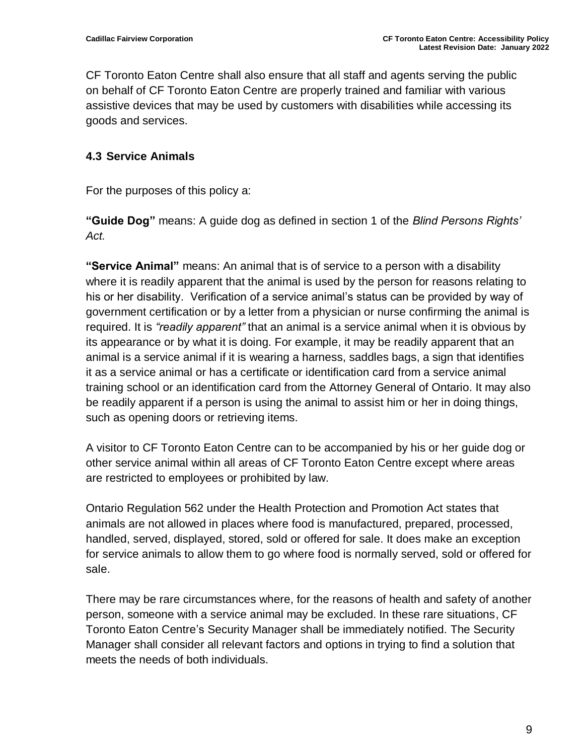CF Toronto Eaton Centre shall also ensure that all staff and agents serving the public on behalf of CF Toronto Eaton Centre are properly trained and familiar with various assistive devices that may be used by customers with disabilities while accessing its goods and services.

### 4.3 Service Animals

For the purposes of this policy a:

**"Guide Dog"** means: A guide dog as defined in section 1 of the *Blind Persons Rights' Act.*

**"Service Animal"** means: An animal that is of service to a person with a disability where it is readily apparent that the animal is used by the person for reasons relating to his or her disability. Verification of a service animal's status can be provided by way of government certification or by a letter from a physician or nurse confirming the animal is required. It is *"readily apparent"* that an animal is a service animal when it is obvious by its appearance or by what it is doing. For example, it may be readily apparent that an animal is a service animal if it is wearing a harness, saddles bags, a sign that identifies it as a service animal or has a certificate or identification card from a service animal training school or an identification card from the Attorney General of Ontario. It may also be readily apparent if a person is using the animal to assist him or her in doing things, such as opening doors or retrieving items.

A visitor to CF Toronto Eaton Centre can to be accompanied by his or her guide dog or other service animal within all areas of CF Toronto Eaton Centre except where areas are restricted to employees or prohibited by law.

Ontario Regulation 562 under the Health Protection and Promotion Act states that animals are not allowed in places where food is manufactured, prepared, processed, handled, served, displayed, stored, sold or offered for sale. It does make an exception for service animals to allow them to go where food is normally served, sold or offered for sale.

There may be rare circumstances where, for the reasons of health and safety of another person, someone with a service animal may be excluded. In these rare situations, CF Toronto Eaton Centre's Security Manager shall be immediately notified. The Security Manager shall consider all relevant factors and options in trying to find a solution that meets the needs of both individuals.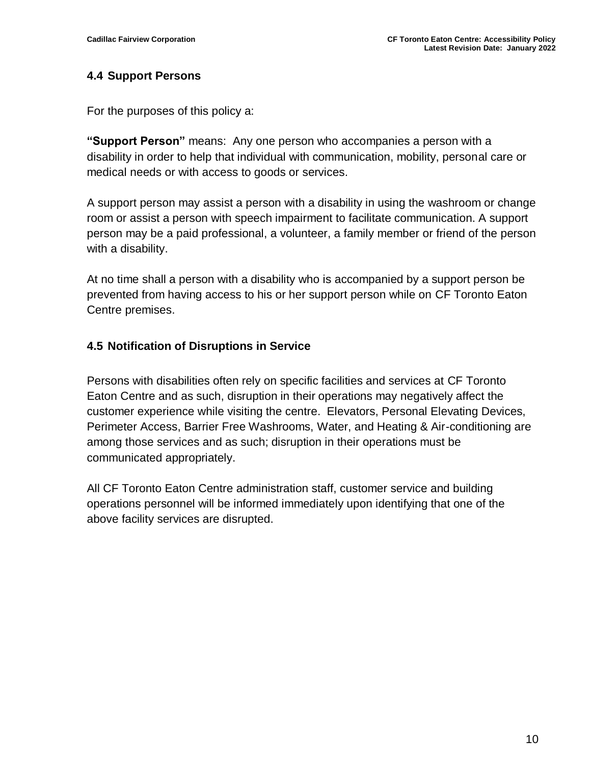### 4.4 Support Persons

For the purposes of this policy a:

**"Support Person"** means: Any one person who accompanies a person with a disability in order to help that individual with communication, mobility, personal care or medical needs or with access to goods or services.

A support person may assist a person with a disability in using the washroom or change room or assist a person with speech impairment to facilitate communication. A support person may be a paid professional, a volunteer, a family member or friend of the person with a disability.

At no time shall a person with a disability who is accompanied by a support person be prevented from having access to his or her support person while on CF Toronto Eaton Centre premises.

### 4.5 Notification of Disruptions in Service

Persons with disabilities often rely on specific facilities and services at CF Toronto Eaton Centre and as such, disruption in their operations may negatively affect the customer experience while visiting the centre. Elevators, Personal Elevating Devices, Perimeter Access, Barrier Free Washrooms, Water, and Heating & Air-conditioning are among those services and as such; disruption in their operations must be communicated appropriately.

All CF Toronto Eaton Centre administration staff, customer service and building operations personnel will be informed immediately upon identifying that one of the above facility services are disrupted.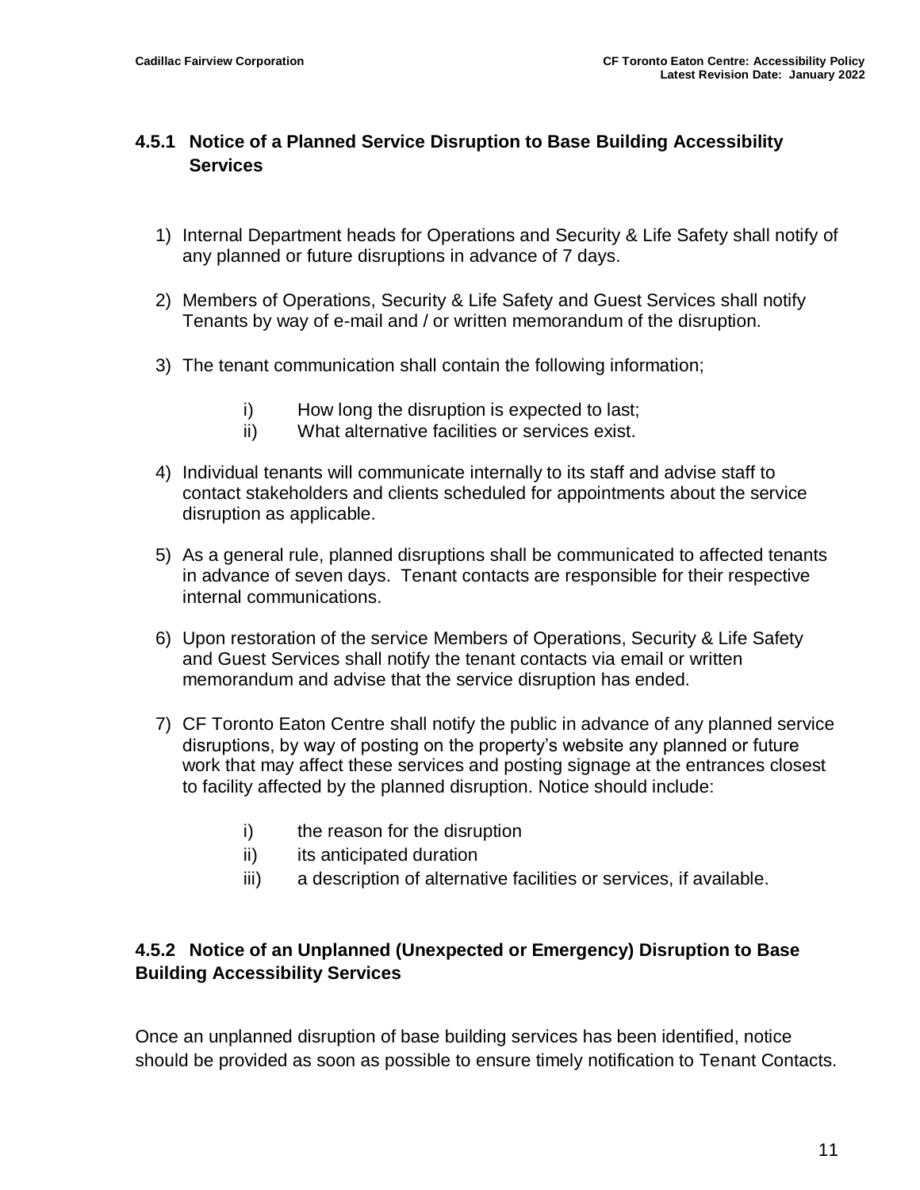### 4.5.1 Notice of a Planned Service Disruption to Base Building Accessibility Services

1) Internal Department heads for Operations and Security & Life Safety shall notify of any planned or future disruptions in advance of 7 days.

2) Members of Operations, Security & Life Safety and Guest Services shall notify Tenants by way of e-mail and / or written memorandum of the disruption.

3) The tenant communication shall contain the following information;

   i) How long the disruption is expected to last;
   ii) What alternative facilities or services exist.

4) Individual tenants will communicate internally to its staff and advise staff to contact stakeholders and clients scheduled for appointments about the service disruption as applicable.

5) As a general rule, planned disruptions shall be communicated to affected tenants in advance of seven days. Tenant contacts are responsible for their respective internal communications.

6) Upon restoration of the service Members of Operations, Security & Life Safety and Guest Services shall notify the tenant contacts via email or written memorandum and advise that the service disruption has ended.

7) CF Toronto Eaton Centre shall notify the public in advance of any planned service disruptions, by way of posting on the property's website any planned or future work that may affect these services and posting signage at the entrances closest to facility affected by the planned disruption. Notice should include:

   i) the reason for the disruption
   ii) its anticipated duration
   iii) a description of alternative facilities or services, if available.

### 4.5.2 Notice of an Unplanned (Unexpected or Emergency) Disruption to Base Building Accessibility Services

Once an unplanned disruption of base building services has been identified, notice should be provided as soon as possible to ensure timely notification to Tenant Contacts.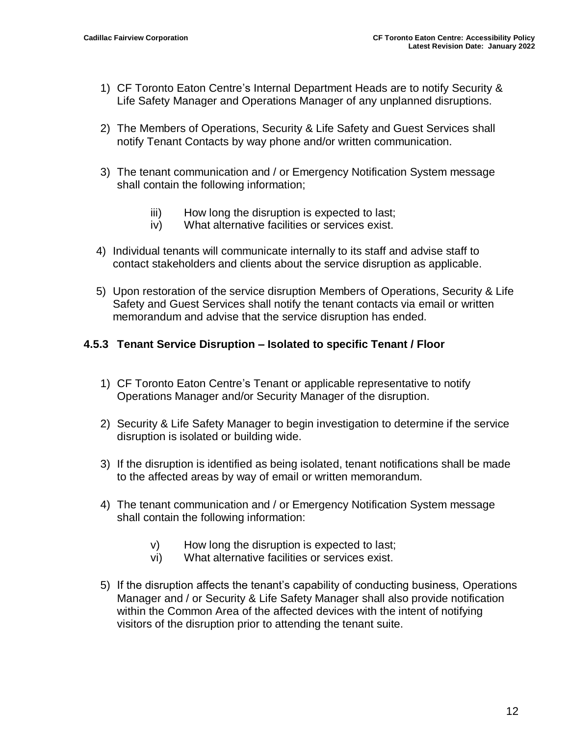1) CF Toronto Eaton Centre's Internal Department Heads are to notify Security & Life Safety Manager and Operations Manager of any unplanned disruptions.

2) The Members of Operations, Security & Life Safety and Guest Services shall notify Tenant Contacts by way phone and/or written communication.

3) The tenant communication and / or Emergency Notification System message shall contain the following information;

   iii) How long the disruption is expected to last;
   iv) What alternative facilities or services exist.

4) Individual tenants will communicate internally to its staff and advise staff to contact stakeholders and clients about the service disruption as applicable.

5) Upon restoration of the service disruption Members of Operations, Security & Life Safety and Guest Services shall notify the tenant contacts via email or written memorandum and advise that the service disruption has ended.

### 4.5.3 Tenant Service Disruption – Isolated to specific Tenant / Floor

1) CF Toronto Eaton Centre's Tenant or applicable representative to notify Operations Manager and/or Security Manager of the disruption.

2) Security & Life Safety Manager to begin investigation to determine if the service disruption is isolated or building wide.

3) If the disruption is identified as being isolated, tenant notifications shall be made to the affected areas by way of email or written memorandum.

4) The tenant communication and / or Emergency Notification System message shall contain the following information:

   v) How long the disruption is expected to last;
   vi) What alternative facilities or services exist.

5) If the disruption affects the tenant's capability of conducting business, Operations Manager and / or Security & Life Safety Manager shall also provide notification within the Common Area of the affected devices with the intent of notifying visitors of the disruption prior to attending the tenant suite.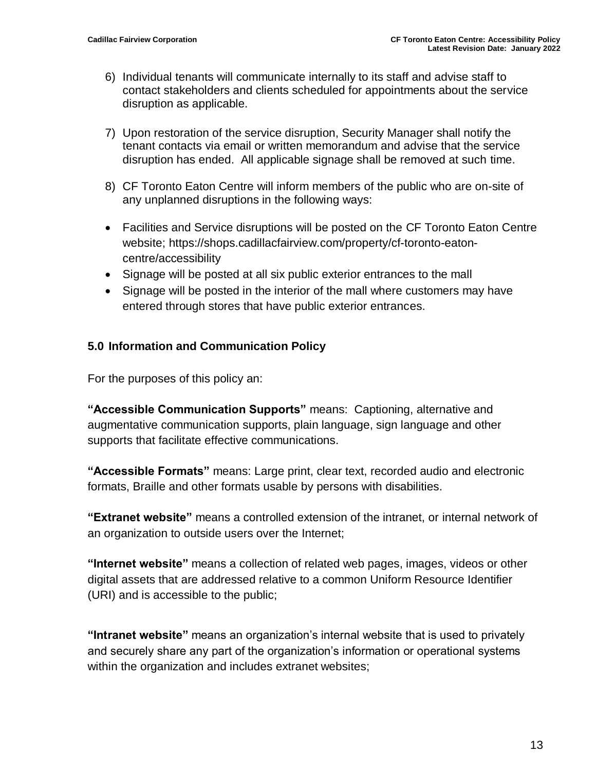6) Individual tenants will communicate internally to its staff and advise staff to contact stakeholders and clients scheduled for appointments about the service disruption as applicable.

7) Upon restoration of the service disruption, Security Manager shall notify the tenant contacts via email or written memorandum and advise that the service disruption has ended. All applicable signage shall be removed at such time.

8) CF Toronto Eaton Centre will inform members of the public who are on-site of any unplanned disruptions in the following ways:

- Facilities and Service disruptions will be posted on the CF Toronto Eaton Centre website; https://shops.cadillacfairview.com/property/cf-toronto-eaton-centre/accessibility
- Signage will be posted at all six public exterior entrances to the mall
- Signage will be posted in the interior of the mall where customers may have entered through stores that have public exterior entrances.

### 5.0 Information and Communication Policy

For the purposes of this policy an:

**"Accessible Communication Supports"** means: Captioning, alternative and augmentative communication supports, plain language, sign language and other supports that facilitate effective communications.

**"Accessible Formats"** means: Large print, clear text, recorded audio and electronic formats, Braille and other formats usable by persons with disabilities.

**"Extranet website"** means a controlled extension of the intranet, or internal network of an organization to outside users over the Internet;

**"Internet website"** means a collection of related web pages, images, videos or other digital assets that are addressed relative to a common Uniform Resource Identifier (URI) and is accessible to the public;

**"Intranet website"** means an organization's internal website that is used to privately and securely share any part of the organization's information or operational systems within the organization and includes extranet websites;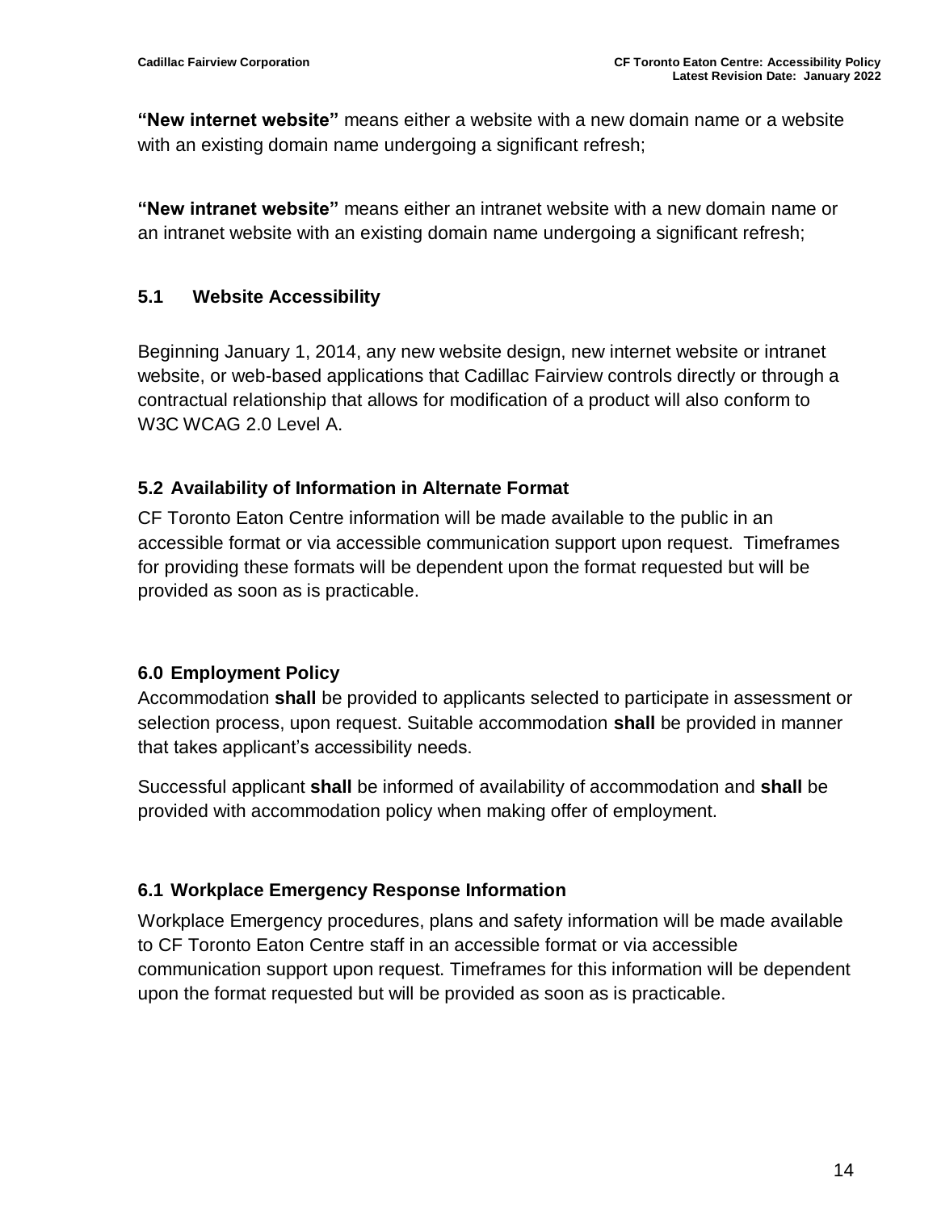**"New internet website"** means either a website with a new domain name or a website with an existing domain name undergoing a significant refresh;

**"New intranet website"** means either an intranet website with a new domain name or an intranet website with an existing domain name undergoing a significant refresh;

## 5.1 Website Accessibility

Beginning January 1, 2014, any new website design, new internet website or intranet website, or web-based applications that Cadillac Fairview controls directly or through a contractual relationship that allows for modification of a product will also conform to W3C WCAG 2.0 Level A.

## 5.2 Availability of Information in Alternate Format

CF Toronto Eaton Centre information will be made available to the public in an accessible format or via accessible communication support upon request. Timeframes for providing these formats will be dependent upon the format requested but will be provided as soon as is practicable.

## 6.0 Employment Policy

Accommodation **shall** be provided to applicants selected to participate in assessment or selection process, upon request. Suitable accommodation **shall** be provided in manner that takes applicant's accessibility needs.

Successful applicant **shall** be informed of availability of accommodation and **shall** be provided with accommodation policy when making offer of employment.

## 6.1 Workplace Emergency Response Information

Workplace Emergency procedures, plans and safety information will be made available to CF Toronto Eaton Centre staff in an accessible format or via accessible communication support upon request. Timeframes for this information will be dependent upon the format requested but will be provided as soon as is practicable.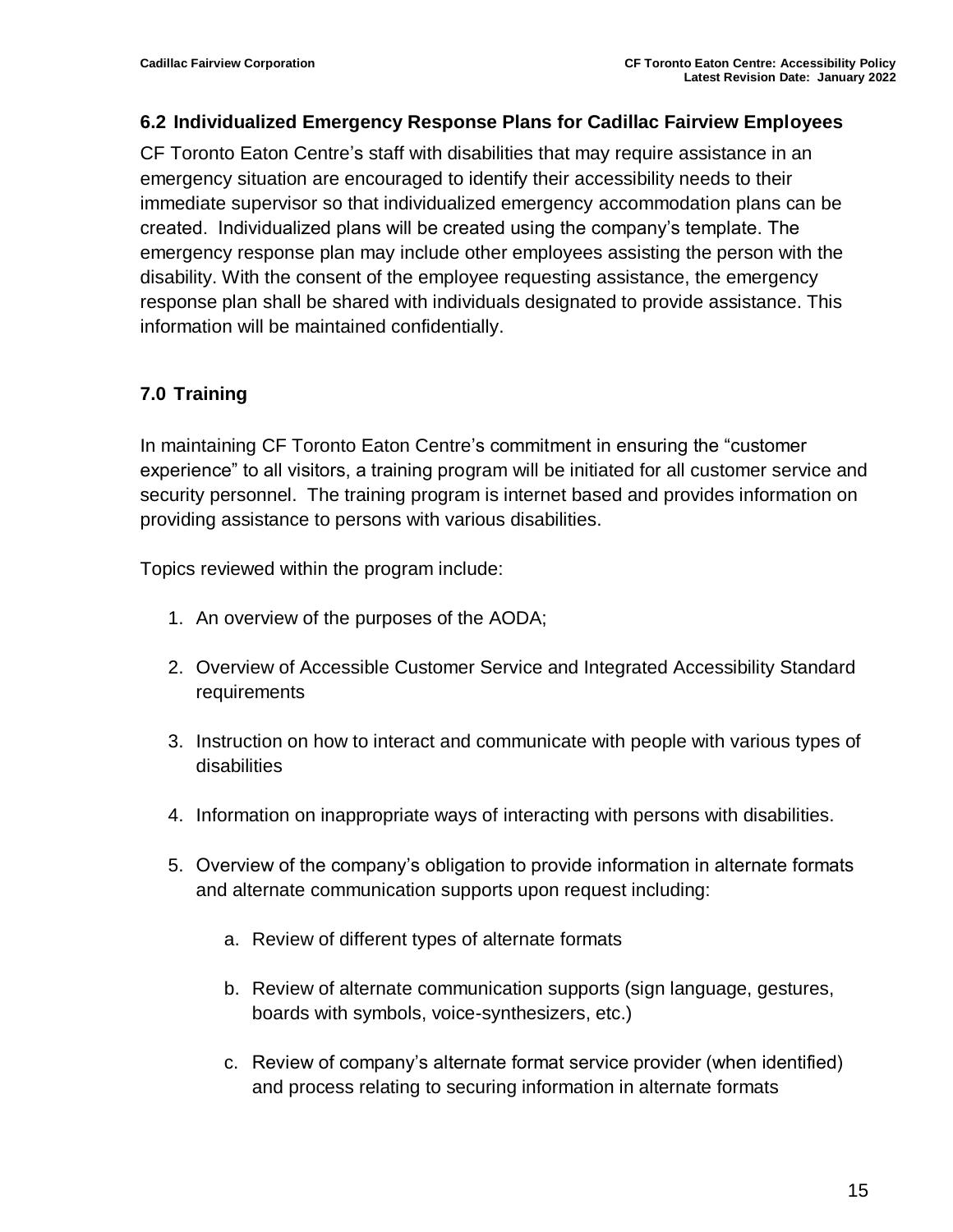### 6.2 Individualized Emergency Response Plans for Cadillac Fairview Employees

CF Toronto Eaton Centre's staff with disabilities that may require assistance in an emergency situation are encouraged to identify their accessibility needs to their immediate supervisor so that individualized emergency accommodation plans can be created. Individualized plans will be created using the company's template. The emergency response plan may include other employees assisting the person with the disability. With the consent of the employee requesting assistance, the emergency response plan shall be shared with individuals designated to provide assistance. This information will be maintained confidentially.

## 7.0 Training

In maintaining CF Toronto Eaton Centre's commitment in ensuring the "customer experience" to all visitors, a training program will be initiated for all customer service and security personnel. The training program is internet based and provides information on providing assistance to persons with various disabilities.

Topics reviewed within the program include:

1. An overview of the purposes of the AODA;
2. Overview of Accessible Customer Service and Integrated Accessibility Standard requirements
3. Instruction on how to interact and communicate with people with various types of disabilities
4. Information on inappropriate ways of interacting with persons with disabilities.
5. Overview of the company's obligation to provide information in alternate formats and alternate communication supports upon request including:
    a. Review of different types of alternate formats
    b. Review of alternate communication supports (sign language, gestures, boards with symbols, voice-synthesizers, etc.)
    c. Review of company's alternate format service provider (when identified) and process relating to securing information in alternate formats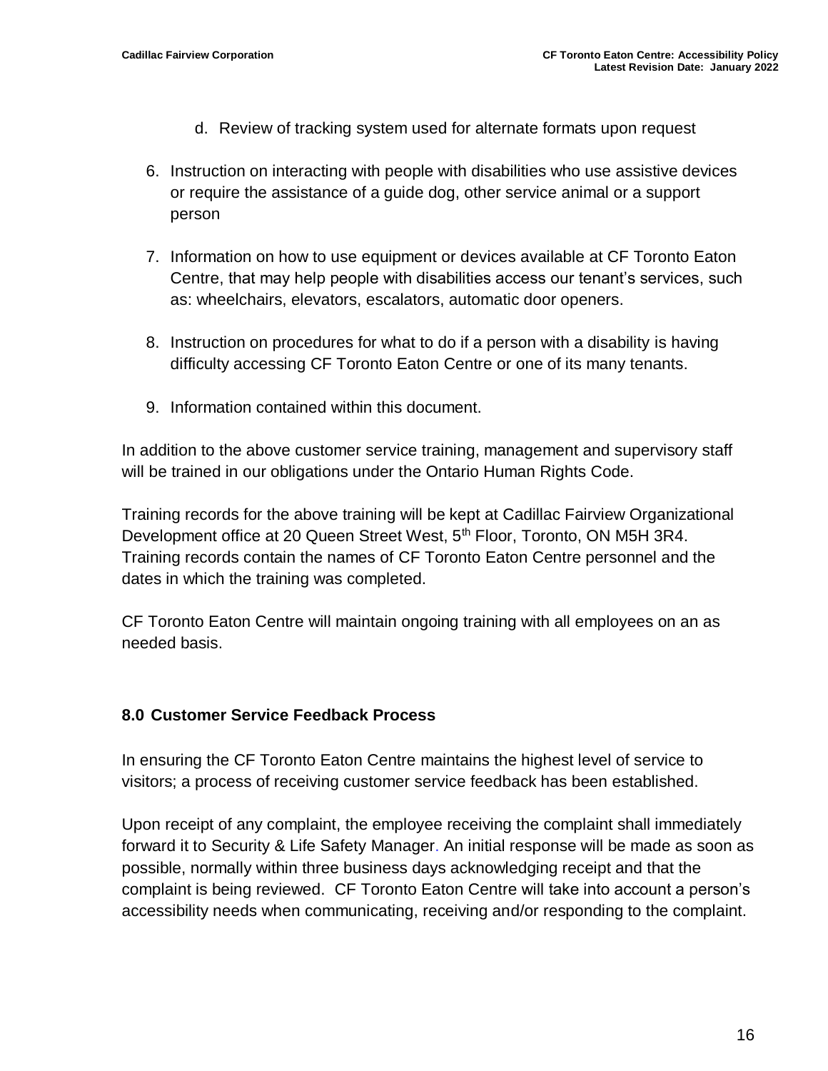d. Review of tracking system used for alternate formats upon request

6. Instruction on interacting with people with disabilities who use assistive devices or require the assistance of a guide dog, other service animal or a support person

7. Information on how to use equipment or devices available at CF Toronto Eaton Centre, that may help people with disabilities access our tenant's services, such as: wheelchairs, elevators, escalators, automatic door openers.

8. Instruction on procedures for what to do if a person with a disability is having difficulty accessing CF Toronto Eaton Centre or one of its many tenants.

9. Information contained within this document.

In addition to the above customer service training, management and supervisory staff will be trained in our obligations under the Ontario Human Rights Code.

Training records for the above training will be kept at Cadillac Fairview Organizational Development office at 20 Queen Street West, 5th Floor, Toronto, ON M5H 3R4. Training records contain the names of CF Toronto Eaton Centre personnel and the dates in which the training was completed.

CF Toronto Eaton Centre will maintain ongoing training with all employees on an as needed basis.

## 8.0 Customer Service Feedback Process

In ensuring the CF Toronto Eaton Centre maintains the highest level of service to visitors; a process of receiving customer service feedback has been established.

Upon receipt of any complaint, the employee receiving the complaint shall immediately forward it to Security & Life Safety Manager. An initial response will be made as soon as possible, normally within three business days acknowledging receipt and that the complaint is being reviewed. CF Toronto Eaton Centre will take into account a person's accessibility needs when communicating, receiving and/or responding to the complaint.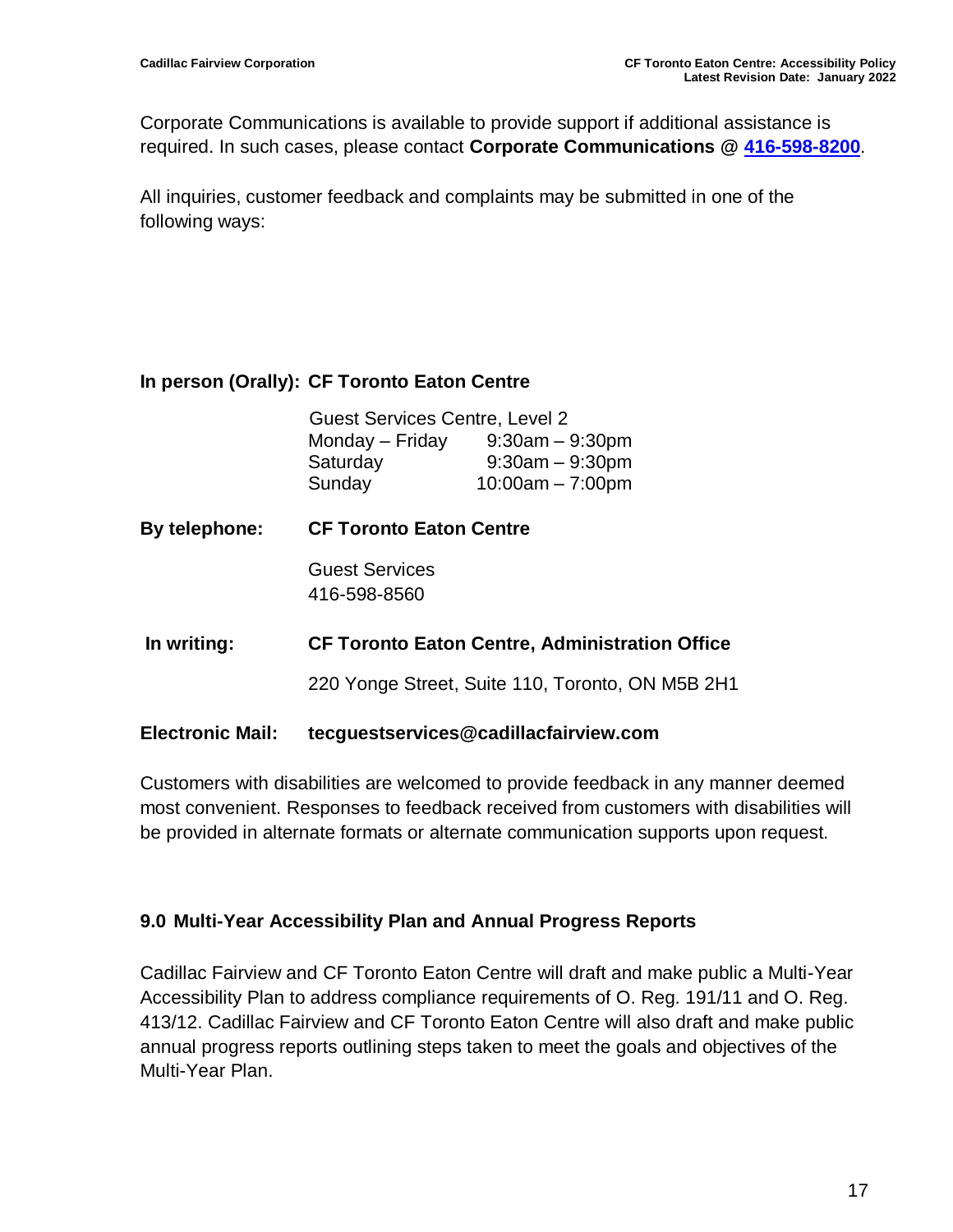Corporate Communications is available to provide support if additional assistance is required. In such cases, please contact **Corporate Communications @ 416-598-8200**.

All inquiries, customer feedback and complaints may be submitted in one of the following ways:

**In person (Orally): CF Toronto Eaton Centre**

Guest Services Centre, Level 2

| | |
|---|---|
| Monday – Friday | 9:30am – 9:30pm |
| Saturday | 9:30am – 9:30pm |
| Sunday | 10:00am – 7:00pm |

**By telephone: CF Toronto Eaton Centre**

Guest Services
416-598-8560

**In writing: CF Toronto Eaton Centre, Administration Office**

220 Yonge Street, Suite 110, Toronto, ON M5B 2H1

**Electronic Mail: tecguestservices@cadillacfairview.com**

Customers with disabilities are welcomed to provide feedback in any manner deemed most convenient. Responses to feedback received from customers with disabilities will be provided in alternate formats or alternate communication supports upon request.

## 9.0 Multi-Year Accessibility Plan and Annual Progress Reports

Cadillac Fairview and CF Toronto Eaton Centre will draft and make public a Multi-Year Accessibility Plan to address compliance requirements of O. Reg. 191/11 and O. Reg. 413/12. Cadillac Fairview and CF Toronto Eaton Centre will also draft and make public annual progress reports outlining steps taken to meet the goals and objectives of the Multi-Year Plan.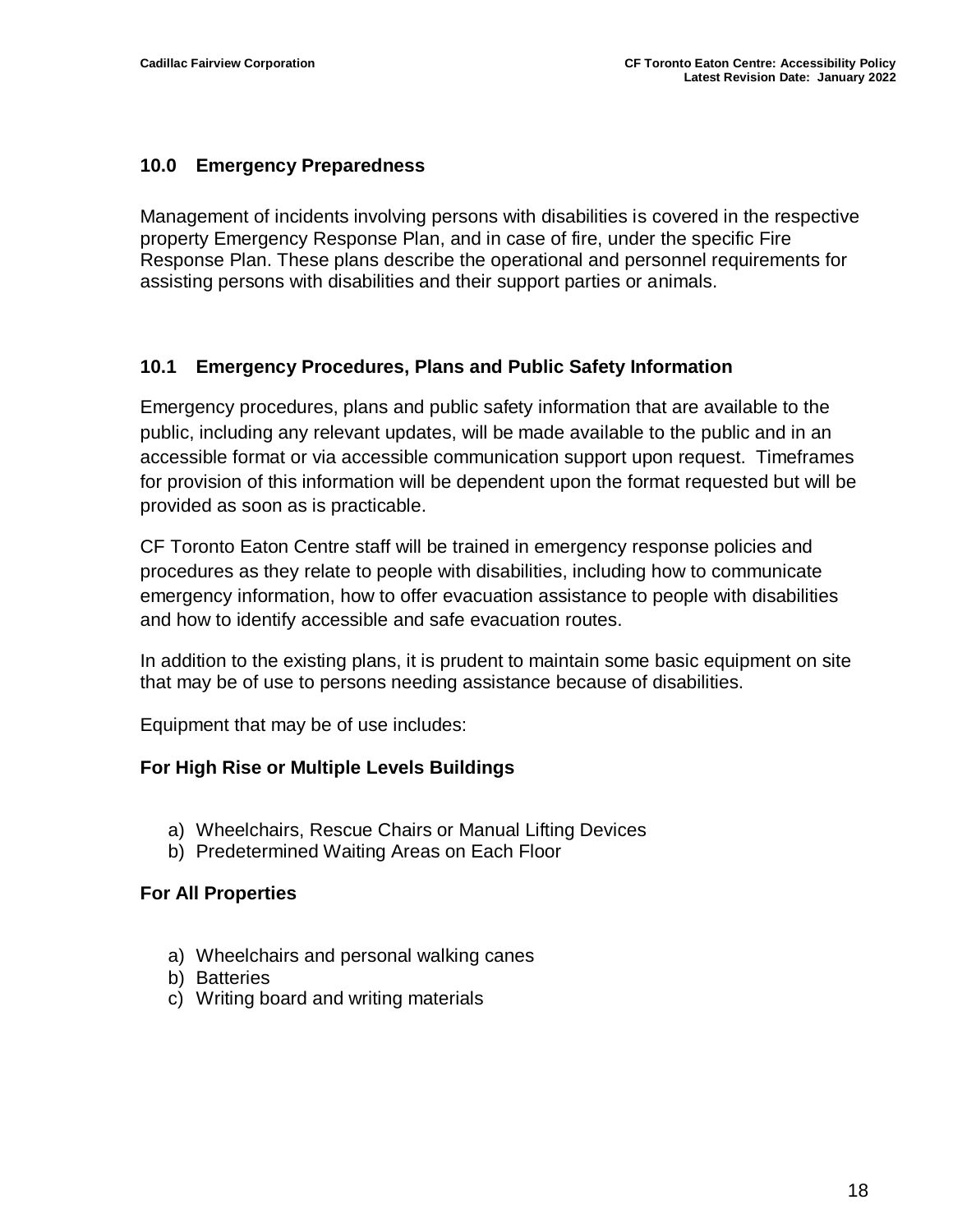## 10.0 Emergency Preparedness

Management of incidents involving persons with disabilities is covered in the respective property Emergency Response Plan, and in case of fire, under the specific Fire Response Plan. These plans describe the operational and personnel requirements for assisting persons with disabilities and their support parties or animals.

## 10.1 Emergency Procedures, Plans and Public Safety Information

Emergency procedures, plans and public safety information that are available to the public, including any relevant updates, will be made available to the public and in an accessible format or via accessible communication support upon request. Timeframes for provision of this information will be dependent upon the format requested but will be provided as soon as is practicable.

CF Toronto Eaton Centre staff will be trained in emergency response policies and procedures as they relate to people with disabilities, including how to communicate emergency information, how to offer evacuation assistance to people with disabilities and how to identify accessible and safe evacuation routes.

In addition to the existing plans, it is prudent to maintain some basic equipment on site that may be of use to persons needing assistance because of disabilities.

Equipment that may be of use includes:

**For High Rise or Multiple Levels Buildings**

a) Wheelchairs, Rescue Chairs or Manual Lifting Devices
b) Predetermined Waiting Areas on Each Floor

**For All Properties**

a) Wheelchairs and personal walking canes
b) Batteries
c) Writing board and writing materials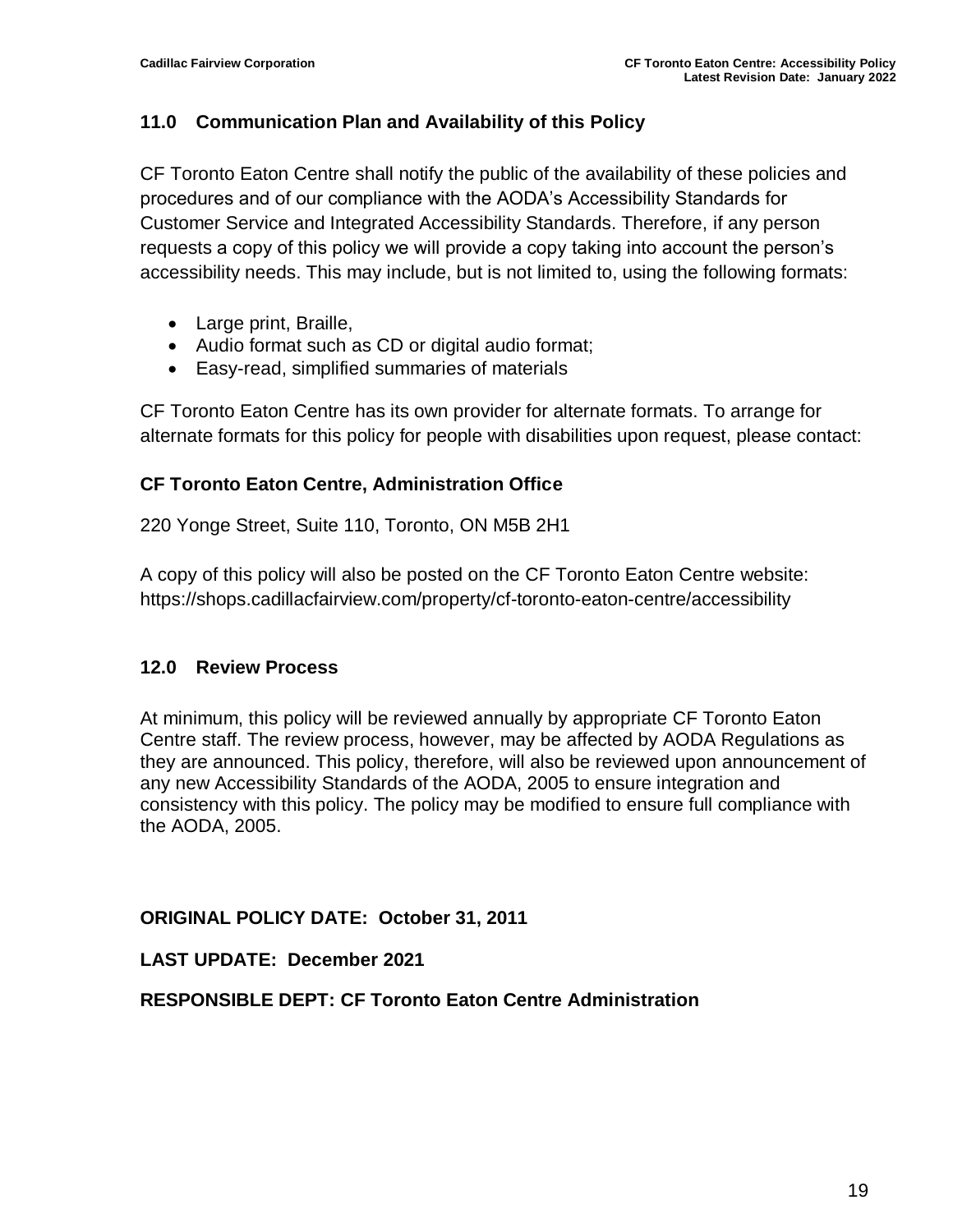## 11.0 Communication Plan and Availability of this Policy

CF Toronto Eaton Centre shall notify the public of the availability of these policies and procedures and of our compliance with the AODA's Accessibility Standards for Customer Service and Integrated Accessibility Standards. Therefore, if any person requests a copy of this policy we will provide a copy taking into account the person's accessibility needs. This may include, but is not limited to, using the following formats:

- Large print, Braille,
- Audio format such as CD or digital audio format;
- Easy-read, simplified summaries of materials

CF Toronto Eaton Centre has its own provider for alternate formats. To arrange for alternate formats for this policy for people with disabilities upon request, please contact:

**CF Toronto Eaton Centre, Administration Office**

220 Yonge Street, Suite 110, Toronto, ON M5B 2H1

A copy of this policy will also be posted on the CF Toronto Eaton Centre website: https://shops.cadillacfairview.com/property/cf-toronto-eaton-centre/accessibility

## 12.0 Review Process

At minimum, this policy will be reviewed annually by appropriate CF Toronto Eaton Centre staff. The review process, however, may be affected by AODA Regulations as they are announced. This policy, therefore, will also be reviewed upon announcement of any new Accessibility Standards of the AODA, 2005 to ensure integration and consistency with this policy. The policy may be modified to ensure full compliance with the AODA, 2005.

**ORIGINAL POLICY DATE: October 31, 2011**

**LAST UPDATE: December 2021**

**RESPONSIBLE DEPT: CF Toronto Eaton Centre Administration**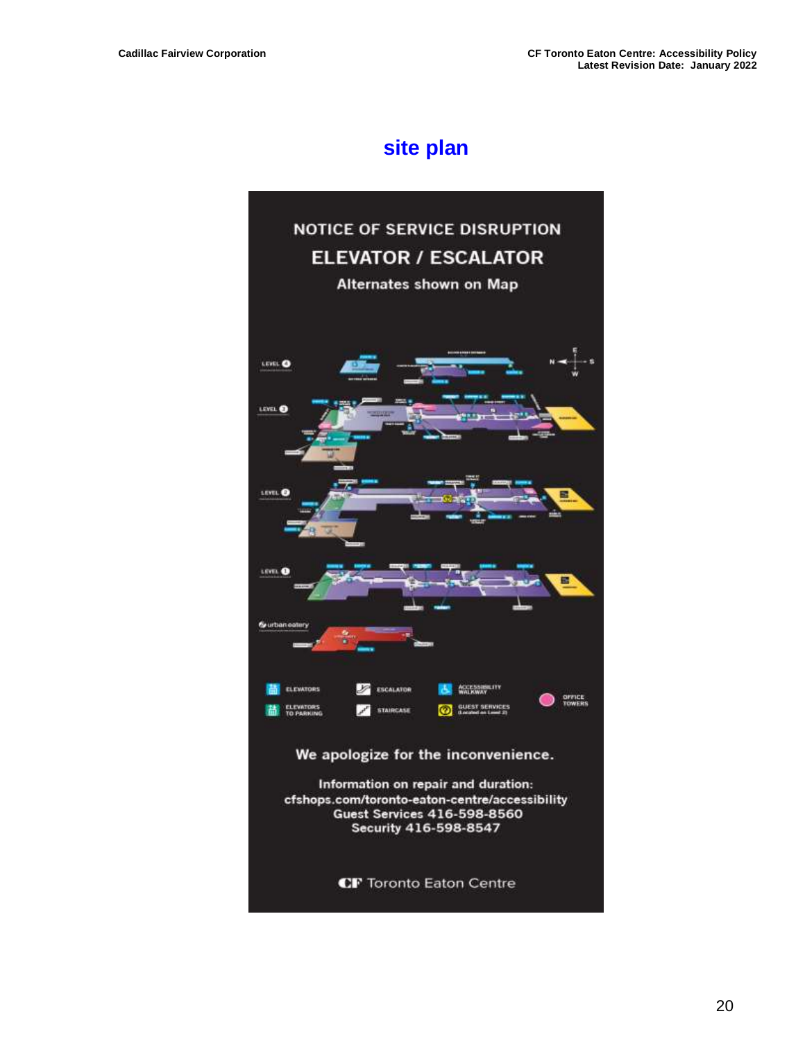## site plan

NOTICE OF SERVICE DISRUPTION

ELEVATOR / ESCALATOR

Alternates shown on Map

LEVEL 4

LEVEL 3

LEVEL 2

LEVEL 1

urban eatery

ELEVATORS

ELEVATORS TO PARKING

ESCALATOR

STAIRCASE

ACCESSIBILITY WALKWAY

GUEST SERVICES (Located on Level 2)

OFFICE TOWERS

We apologize for the inconvenience.

Information on repair and duration:
cfshops.com/toronto-eaton-centre/accessibility
Guest Services 416-598-8560
Security 416-598-8547

CF Toronto Eaton Centre